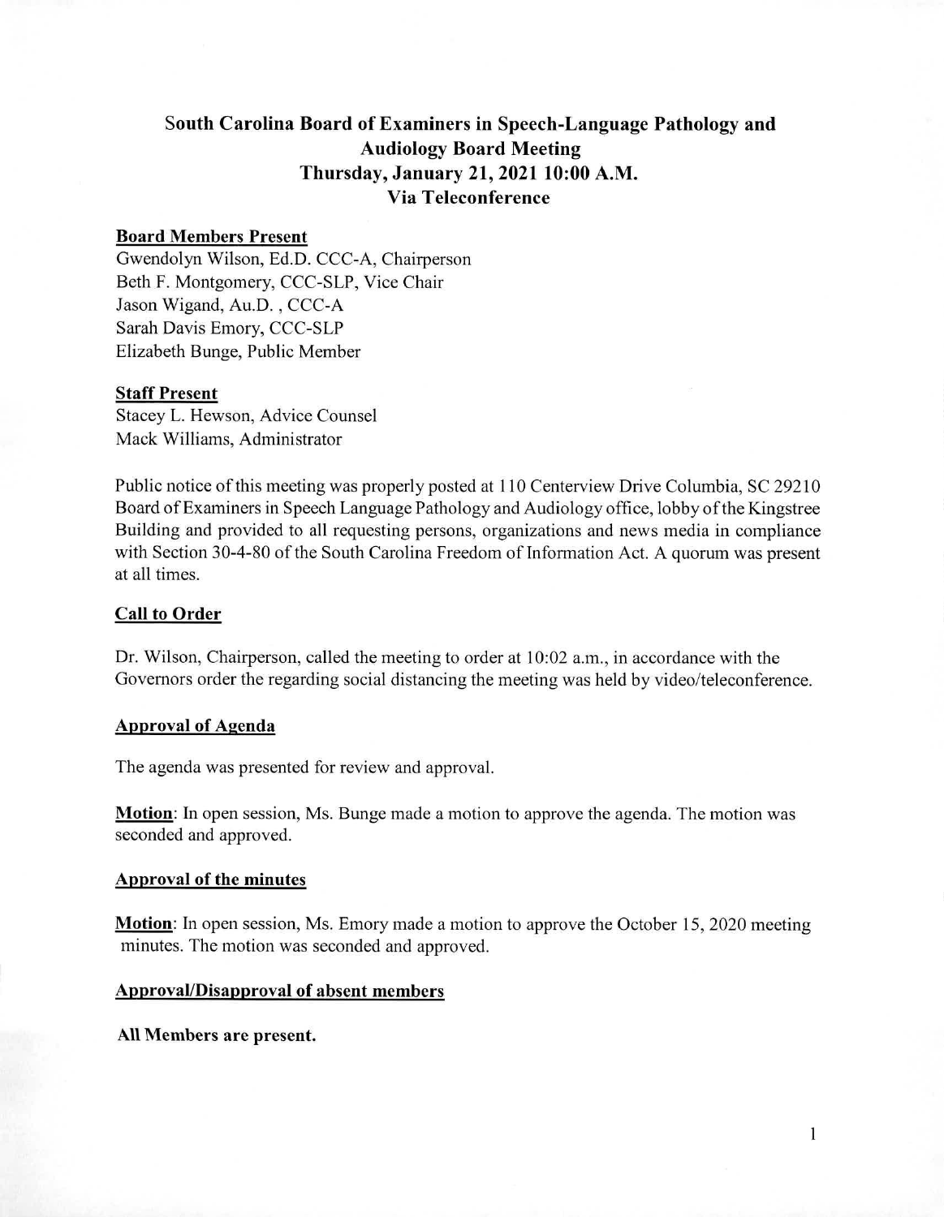# South Carolina Board of Examiners in Speech-Language Pathology and Audiology Board Meeting
## Thursday, January 21, 2021 10:00 A.M.
## Via Teleconference

**Board Members Present**

Gwendolyn Wilson, Ed.D. CCC-A, Chairperson
Beth F. Montgomery, CCC-SLP, Vice Chair
Jason Wigand, Au.D. , CCC-A
Sarah Davis Emory, CCC-SLP
Elizabeth Bunge, Public Member

**Staff Present**

Stacey L. Hewson, Advice Counsel
Mack Williams, Administrator

Public notice of this meeting was properly posted at 110 Centerview Drive Columbia, SC 29210 Board of Examiners in Speech Language Pathology and Audiology office, lobby of the Kingstree Building and provided to all requesting persons, organizations and news media in compliance with Section 30-4-80 of the South Carolina Freedom of Information Act. A quorum was present at all times.

**Call to Order**

Dr. Wilson, Chairperson, called the meeting to order at 10:02 a.m., in accordance with the Governors order the regarding social distancing the meeting was held by video/teleconference.

**Approval of Agenda**

The agenda was presented for review and approval.

**Motion**: In open session, Ms. Bunge made a motion to approve the agenda. The motion was seconded and approved.

**Approval of the minutes**

**Motion**: In open session, Ms. Emory made a motion to approve the October 15, 2020 meeting minutes. The motion was seconded and approved.

**Approval/Disapproval of absent members**

**All Members are present.**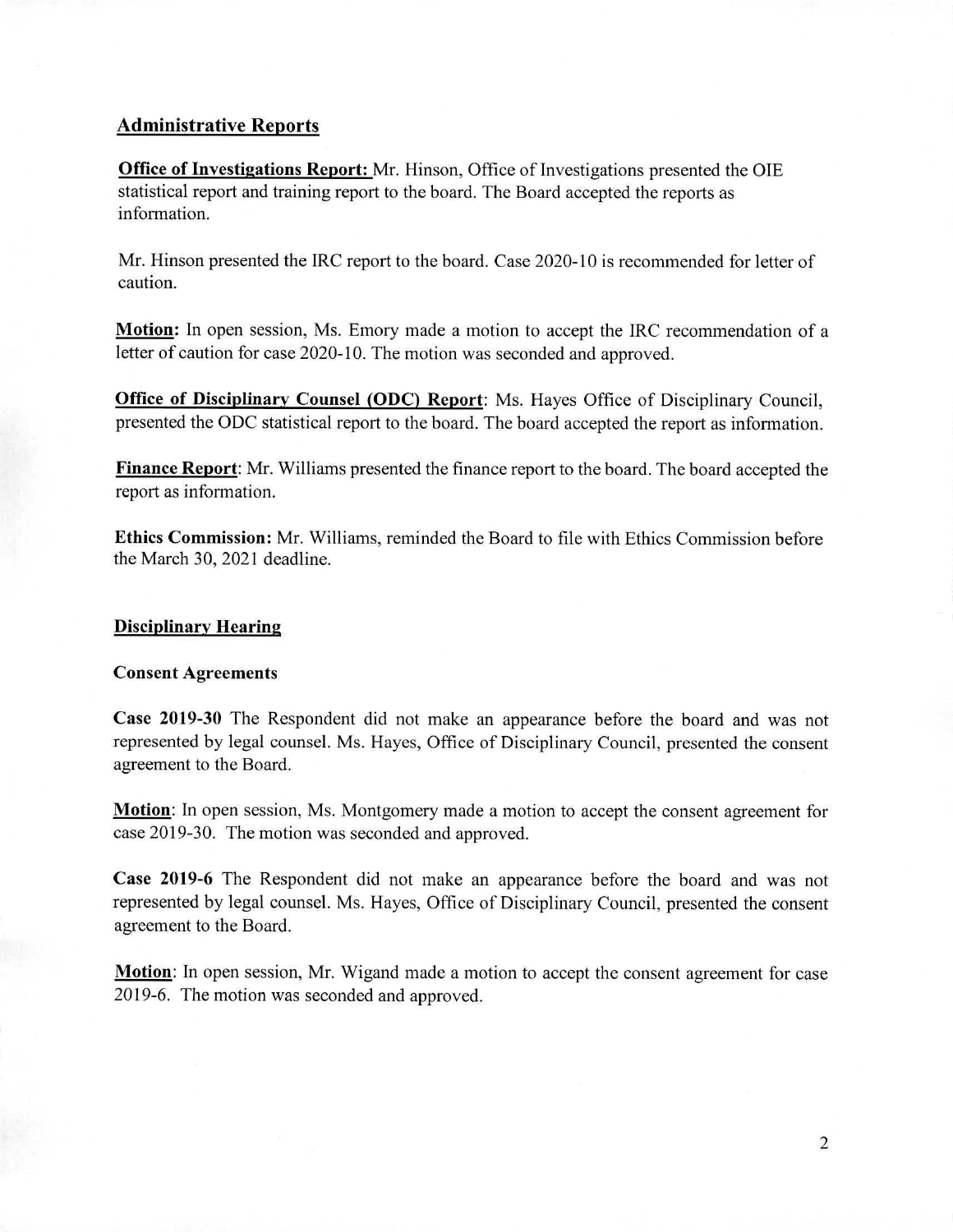## Administrative Reports

**Office of Investigations Report:** Mr. Hinson, Office of Investigations presented the OIE statistical report and training report to the board. The Board accepted the reports as information.

Mr. Hinson presented the IRC report to the board. Case 2020-10 is recommended for letter of caution.

**Motion:** In open session, Ms. Emory made a motion to accept the IRC recommendation of a letter of caution for case 2020-10. The motion was seconded and approved.

**Office of Disciplinary Counsel (ODC) Report**: Ms. Hayes Office of Disciplinary Council, presented the ODC statistical report to the board. The board accepted the report as information.

**Finance Report**: Mr. Williams presented the finance report to the board. The board accepted the report as information.

**Ethics Commission:** Mr. Williams, reminded the Board to file with Ethics Commission before the March 30, 2021 deadline.

## Disciplinary Hearing

### Consent Agreements

**Case 2019-30** The Respondent did not make an appearance before the board and was not represented by legal counsel. Ms. Hayes, Office of Disciplinary Council, presented the consent agreement to the Board.

**Motion**: In open session, Ms. Montgomery made a motion to accept the consent agreement for case 2019-30. The motion was seconded and approved.

**Case 2019-6** The Respondent did not make an appearance before the board and was not represented by legal counsel. Ms. Hayes, Office of Disciplinary Council, presented the consent agreement to the Board.

**Motion**: In open session, Mr. Wigand made a motion to accept the consent agreement for case 2019-6. The motion was seconded and approved.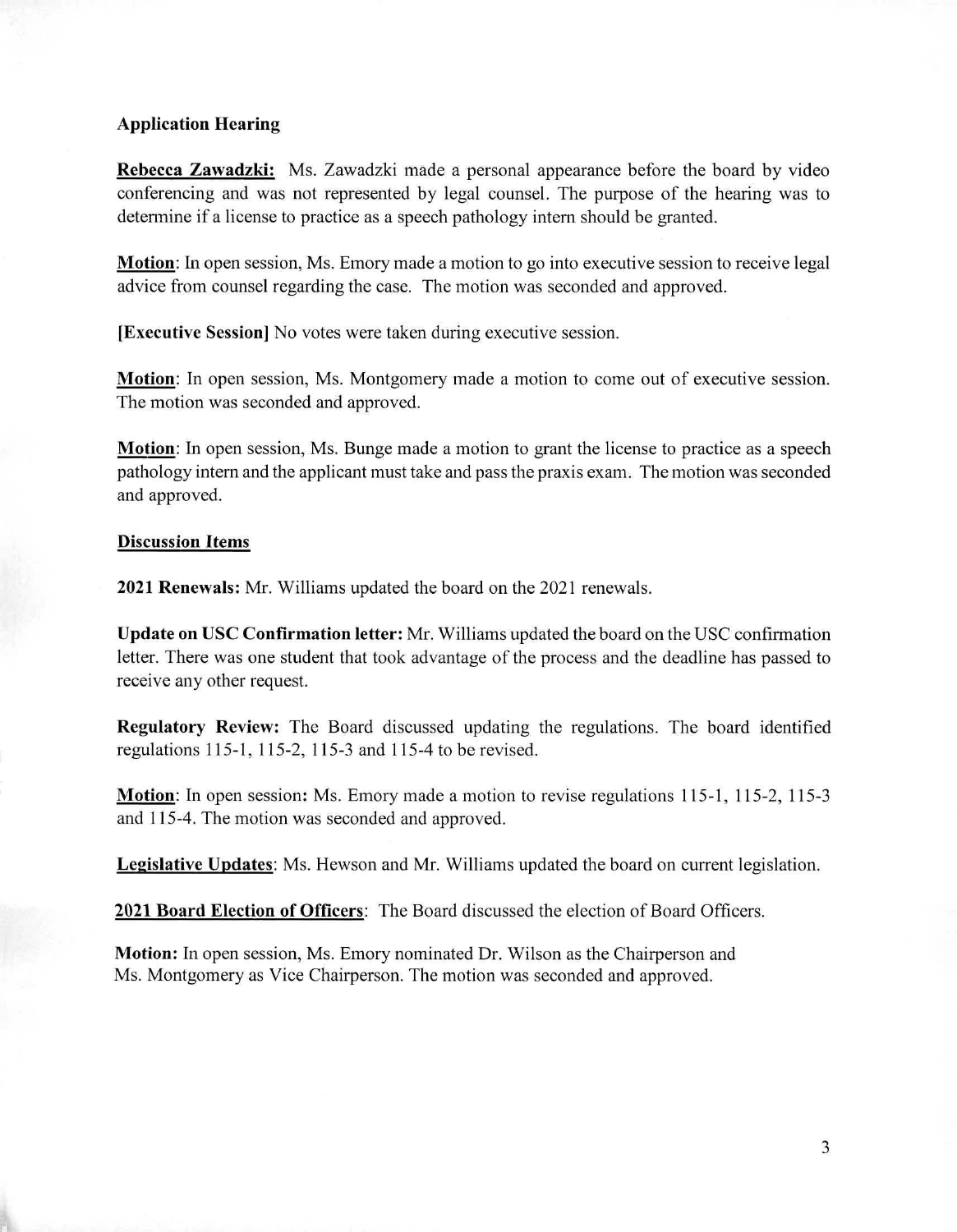**Application Hearing**

**<u>Rebecca Zawadzki:</u>** Ms. Zawadzki made a personal appearance before the board by video conferencing and was not represented by legal counsel. The purpose of the hearing was to determine if a license to practice as a speech pathology intern should be granted.

**<u>Motion</u>**: In open session, Ms. Emory made a motion to go into executive session to receive legal advice from counsel regarding the case. The motion was seconded and approved.

**[Executive Session]** No votes were taken during executive session.

**<u>Motion</u>**: In open session, Ms. Montgomery made a motion to come out of executive session. The motion was seconded and approved.

**<u>Motion</u>**: In open session, Ms. Bunge made a motion to grant the license to practice as a speech pathology intern and the applicant must take and pass the praxis exam. The motion was seconded and approved.

**<u>Discussion Items</u>**

**2021 Renewals:** Mr. Williams updated the board on the 2021 renewals.

**Update on USC Confirmation letter:** Mr. Williams updated the board on the USC confirmation letter. There was one student that took advantage of the process and the deadline has passed to receive any other request.

**Regulatory Review:** The Board discussed updating the regulations. The board identified regulations 115-1, 115-2, 115-3 and 115-4 to be revised.

**<u>Motion</u>**: In open session**:** Ms. Emory made a motion to revise regulations 115-1, 115-2, 115-3 and 115-4. The motion was seconded and approved.

**<u>Legislative Updates</u>**: Ms. Hewson and Mr. Williams updated the board on current legislation.

**<u>2021 Board Election of Officers</u>**: The Board discussed the election of Board Officers.

**Motion:** In open session, Ms. Emory nominated Dr. Wilson as the Chairperson and Ms. Montgomery as Vice Chairperson. The motion was seconded and approved.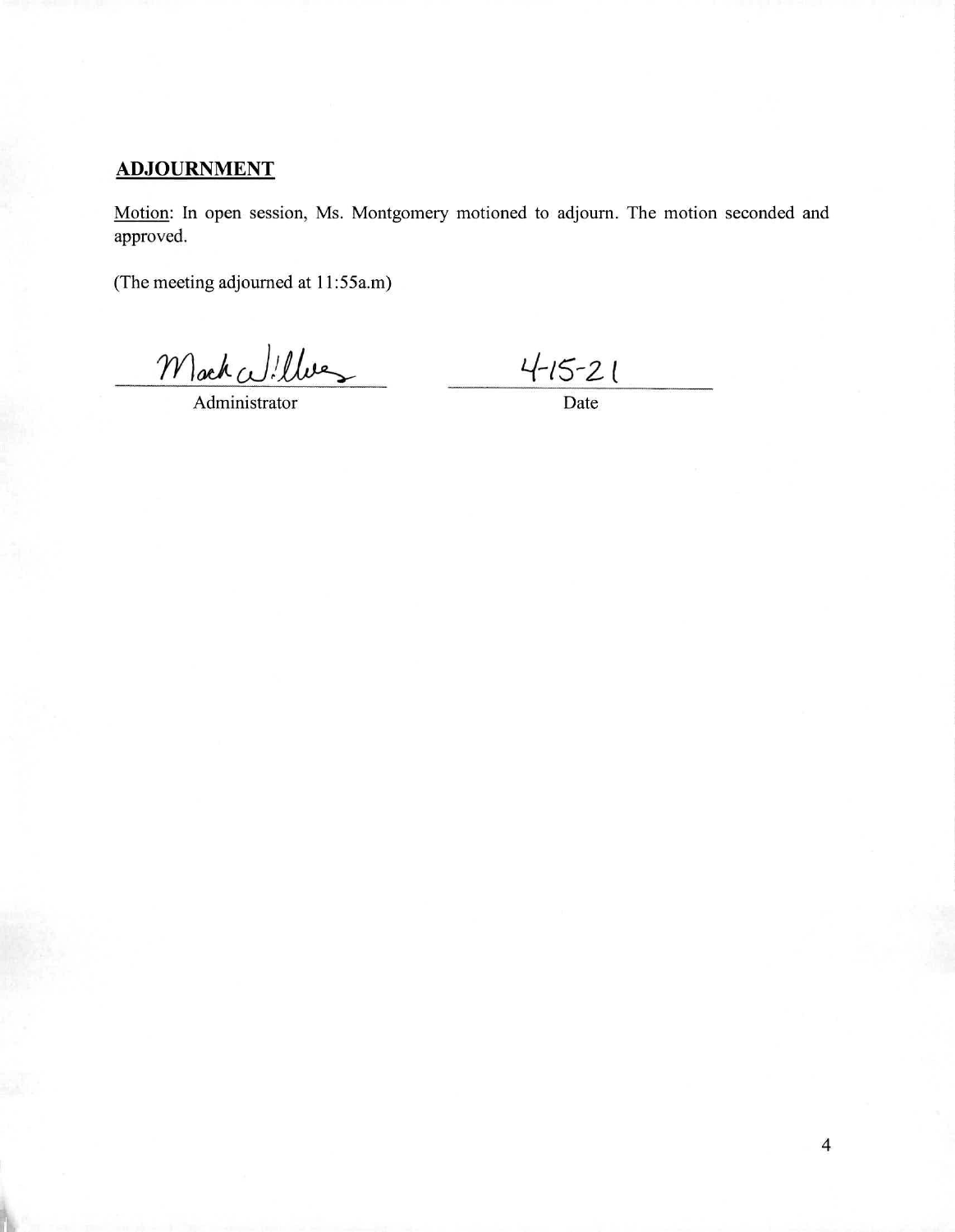**ADJOURNMENT**

Motion: In open session, Ms. Montgomery motioned to adjourn. The motion seconded and approved.

(The meeting adjourned at 11:55a.m)

Mack Willis
Administrator

4-15-21
Date